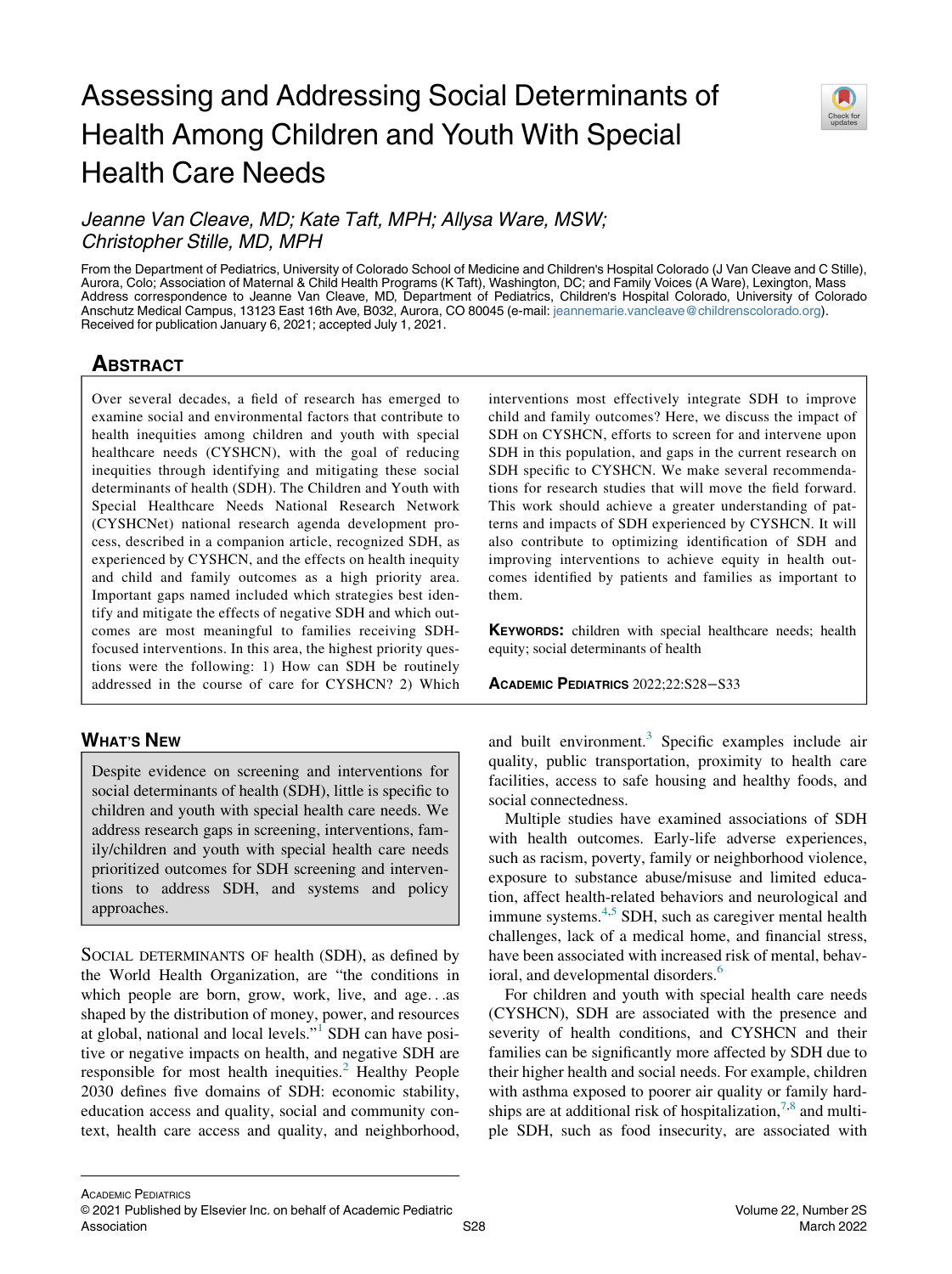# Assessing and Addressing Social Determinants of Health Among Children and Youth With Special Health Care Needs

*Jeanne Van Cleave, MD; Kate Taft, MPH; Allysa Ware, MSW; Christopher Stille, MD, MPH*

From the Department of Pediatrics, University of Colorado School of Medicine and Children's Hospital Colorado (J Van Cleave and C Stille), Aurora, Colo; Association of Maternal & Child Health Programs (K Taft), Washington, DC; and Family Voices (A Ware), Lexington, Mass

Address correspondence to Jeanne Van Cleave, MD, Department of Pediatrics, Children's Hospital Colorado, University of Colorado Anschutz Medical Campus, 13123 East 16th Ave, B032, Aurora, CO 80045 (e-mail: jeannemarie.vancleave@childrenscolorado.org).

Received for publication January 6, 2021; accepted July 1, 2021.

## Abstract

Over several decades, a field of research has emerged to examine social and environmental factors that contribute to health inequities among children and youth with special healthcare needs (CYSHCN), with the goal of reducing inequities through identifying and mitigating these social determinants of health (SDH). The Children and Youth with Special Healthcare Needs National Research Network (CYSHCNet) national research agenda development process, described in a companion article, recognized SDH, as experienced by CYSHCN, and the effects on health inequity and child and family outcomes as a high priority area. Important gaps named included which strategies best identify and mitigate the effects of negative SDH and which outcomes are most meaningful to families receiving SDH-focused interventions. In this area, the highest priority questions were the following: 1) How can SDH be routinely addressed in the course of care for CYSHCN? 2) Which interventions most effectively integrate SDH to improve child and family outcomes? Here, we discuss the impact of SDH on CYSHCN, efforts to screen for and intervene upon SDH in this population, and gaps in the current research on SDH specific to CYSHCN. We make several recommendations for research studies that will move the field forward. This work should achieve a greater understanding of patterns and impacts of SDH experienced by CYSHCN. It will also contribute to optimizing identification of SDH and improving interventions to achieve equity in health outcomes identified by patients and families as important to them.

**Keywords:** children with special healthcare needs; health equity; social determinants of health

Academic Pediatrics 2022;22:S28−S33

## What's New

Despite evidence on screening and interventions for social determinants of health (SDH), little is specific to children and youth with special health care needs. We address research gaps in screening, interventions, family/children and youth with special health care needs prioritized outcomes for SDH screening and interventions to address SDH, and systems and policy approaches.

Social determinants of health (SDH), as defined by the World Health Organization, are "the conditions in which people are born, grow, work, live, and age…as shaped by the distribution of money, power, and resources at global, national and local levels."[1] SDH can have positive or negative impacts on health, and negative SDH are responsible for most health inequities.[2] Healthy People 2030 defines five domains of SDH: economic stability, education access and quality, social and community context, health care access and quality, and neighborhood, and built environment.[3] Specific examples include air quality, public transportation, proximity to health care facilities, access to safe housing and healthy foods, and social connectedness.

Multiple studies have examined associations of SDH with health outcomes. Early-life adverse experiences, such as racism, poverty, family or neighborhood violence, exposure to substance abuse/misuse and limited education, affect health-related behaviors and neurological and immune systems.[4,5] SDH, such as caregiver mental health challenges, lack of a medical home, and financial stress, have been associated with increased risk of mental, behavioral, and developmental disorders.[6]

For children and youth with special health care needs (CYSHCN), SDH are associated with the presence and severity of health conditions, and CYSHCN and their families can be significantly more affected by SDH due to their higher health and social needs. For example, children with asthma exposed to poorer air quality or family hardships are at additional risk of hospitalization,[7,8] and multiple SDH, such as food insecurity, are associated with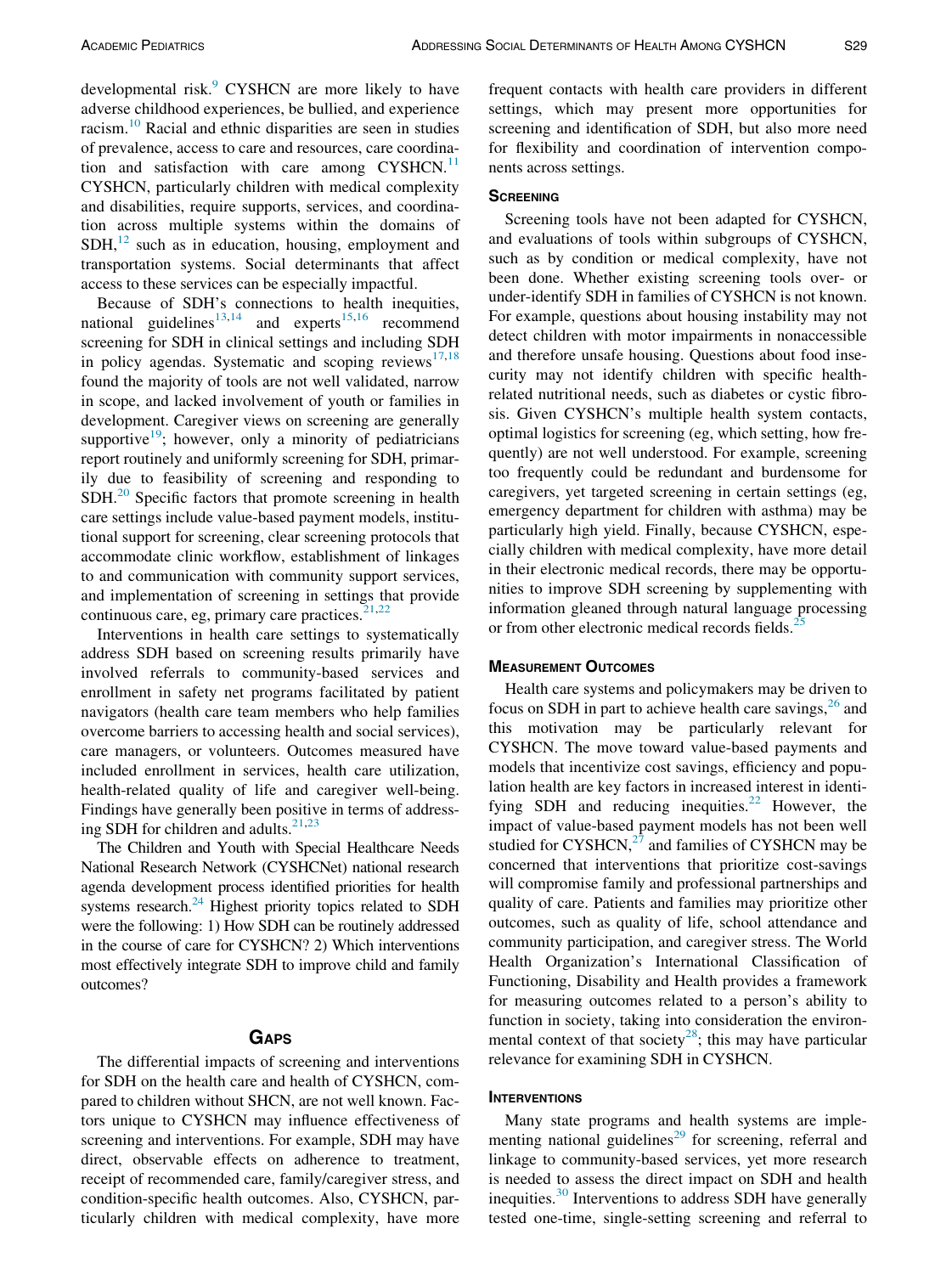developmental risk.[9] CYSHCN are more likely to have adverse childhood experiences, be bullied, and experience racism.[10] Racial and ethnic disparities are seen in studies of prevalence, access to care and resources, care coordination and satisfaction with care among CYSHCN.[11] CYSHCN, particularly children with medical complexity and disabilities, require supports, services, and coordination across multiple systems within the domains of SDH,[12] such as in education, housing, employment and transportation systems. Social determinants that affect access to these services can be especially impactful.

Because of SDH's connections to health inequities, national guidelines[13,14] and experts[15,16] recommend screening for SDH in clinical settings and including SDH in policy agendas. Systematic and scoping reviews[17,18] found the majority of tools are not well validated, narrow in scope, and lacked involvement of youth or families in development. Caregiver views on screening are generally supportive[19]; however, only a minority of pediatricians report routinely and uniformly screening for SDH, primarily due to feasibility of screening and responding to SDH.[20] Specific factors that promote screening in health care settings include value-based payment models, institutional support for screening, clear screening protocols that accommodate clinic workflow, establishment of linkages to and communication with community support services, and implementation of screening in settings that provide continuous care, eg, primary care practices.[21,22]

Interventions in health care settings to systematically address SDH based on screening results primarily have involved referrals to community-based services and enrollment in safety net programs facilitated by patient navigators (health care team members who help families overcome barriers to accessing health and social services), care managers, or volunteers. Outcomes measured have included enrollment in services, health care utilization, health-related quality of life and caregiver well-being. Findings have generally been positive in terms of addressing SDH for children and adults.[21,23]

The Children and Youth with Special Healthcare Needs National Research Network (CYSHCNet) national research agenda development process identified priorities for health systems research.[24] Highest priority topics related to SDH were the following: 1) How SDH can be routinely addressed in the course of care for CYSHCN? 2) Which interventions most effectively integrate SDH to improve child and family outcomes?

## Gaps

The differential impacts of screening and interventions for SDH on the health care and health of CYSHCN, compared to children without SHCN, are not well known. Factors unique to CYSHCN may influence effectiveness of screening and interventions. For example, SDH may have direct, observable effects on adherence to treatment, receipt of recommended care, family/caregiver stress, and condition-specific health outcomes. Also, CYSHCN, particularly children with medical complexity, have more frequent contacts with health care providers in different settings, which may present more opportunities for screening and identification of SDH, but also more need for flexibility and coordination of intervention components across settings.

### Screening

Screening tools have not been adapted for CYSHCN, and evaluations of tools within subgroups of CYSHCN, such as by condition or medical complexity, have not been done. Whether existing screening tools over- or under-identify SDH in families of CYSHCN is not known. For example, questions about housing instability may not detect children with motor impairments in nonaccessible and therefore unsafe housing. Questions about food insecurity may not identify children with specific health-related nutritional needs, such as diabetes or cystic fibrosis. Given CYSHCN's multiple health system contacts, optimal logistics for screening (eg, which setting, how frequently) are not well understood. For example, screening too frequently could be redundant and burdensome for caregivers, yet targeted screening in certain settings (eg, emergency department for children with asthma) may be particularly high yield. Finally, because CYSHCN, especially children with medical complexity, have more detail in their electronic medical records, there may be opportunities to improve SDH screening by supplementing with information gleaned through natural language processing or from other electronic medical records fields.[25]

### Measurement Outcomes

Health care systems and policymakers may be driven to focus on SDH in part to achieve health care savings,[26] and this motivation may be particularly relevant for CYSHCN. The move toward value-based payments and models that incentivize cost savings, efficiency and population health are key factors in increased interest in identifying SDH and reducing inequities.[22] However, the impact of value-based payment models has not been well studied for CYSHCN,[27] and families of CYSHCN may be concerned that interventions that prioritize cost-savings will compromise family and professional partnerships and quality of care. Patients and families may prioritize other outcomes, such as quality of life, school attendance and community participation, and caregiver stress. The World Health Organization's International Classification of Functioning, Disability and Health provides a framework for measuring outcomes related to a person's ability to function in society, taking into consideration the environmental context of that society[28]; this may have particular relevance for examining SDH in CYSHCN.

### Interventions

Many state programs and health systems are implementing national guidelines[29] for screening, referral and linkage to community-based services, yet more research is needed to assess the direct impact on SDH and health inequities.[30] Interventions to address SDH have generally tested one-time, single-setting screening and referral to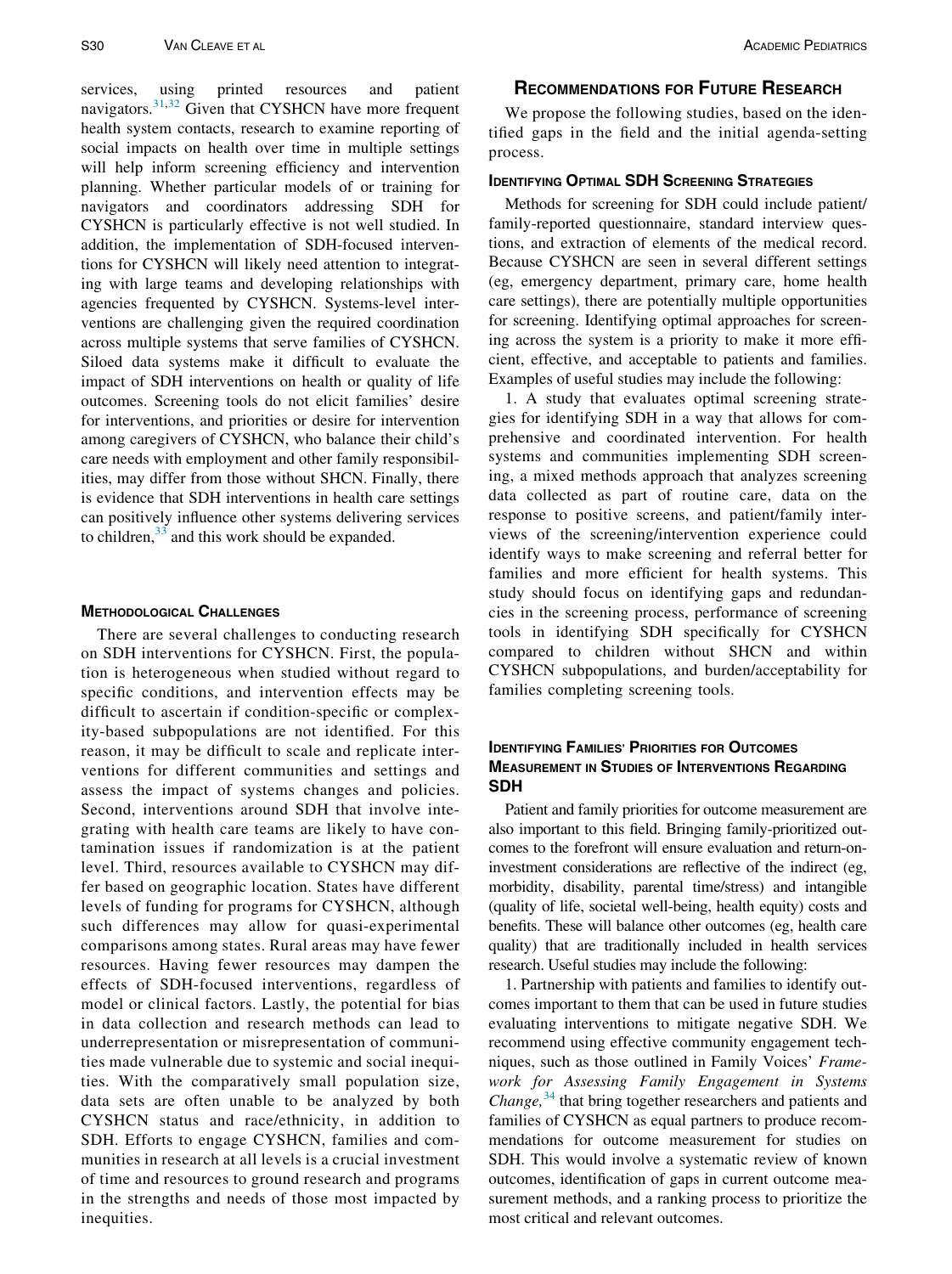services, using printed resources and patient navigators.[31,32] Given that CYSHCN have more frequent health system contacts, research to examine reporting of social impacts on health over time in multiple settings will help inform screening efficiency and intervention planning. Whether particular models of or training for navigators and coordinators addressing SDH for CYSHCN is particularly effective is not well studied. In addition, the implementation of SDH-focused interventions for CYSHCN will likely need attention to integrating with large teams and developing relationships with agencies frequented by CYSHCN. Systems-level interventions are challenging given the required coordination across multiple systems that serve families of CYSHCN. Siloed data systems make it difficult to evaluate the impact of SDH interventions on health or quality of life outcomes. Screening tools do not elicit families' desire for interventions, and priorities or desire for intervention among caregivers of CYSHCN, who balance their child's care needs with employment and other family responsibilities, may differ from those without SHCN. Finally, there is evidence that SDH interventions in health care settings can positively influence other systems delivering services to children,[33] and this work should be expanded.

### Methodological Challenges

There are several challenges to conducting research on SDH interventions for CYSHCN. First, the population is heterogeneous when studied without regard to specific conditions, and intervention effects may be difficult to ascertain if condition-specific or complexity-based subpopulations are not identified. For this reason, it may be difficult to scale and replicate interventions for different communities and settings and assess the impact of systems changes and policies. Second, interventions around SDH that involve integrating with health care teams are likely to have contamination issues if randomization is at the patient level. Third, resources available to CYSHCN may differ based on geographic location. States have different levels of funding for programs for CYSHCN, although such differences may allow for quasi-experimental comparisons among states. Rural areas may have fewer resources. Having fewer resources may dampen the effects of SDH-focused interventions, regardless of model or clinical factors. Lastly, the potential for bias in data collection and research methods can lead to underrepresentation or misrepresentation of communities made vulnerable due to systemic and social inequities. With the comparatively small population size, data sets are often unable to be analyzed by both CYSHCN status and race/ethnicity, in addition to SDH. Efforts to engage CYSHCN, families and communities in research at all levels is a crucial investment of time and resources to ground research and programs in the strengths and needs of those most impacted by inequities.

## Recommendations for Future Research

We propose the following studies, based on the identified gaps in the field and the initial agenda-setting process.

### Identifying Optimal SDH Screening Strategies

Methods for screening for SDH could include patient/family-reported questionnaire, standard interview questions, and extraction of elements of the medical record. Because CYSHCN are seen in several different settings (eg, emergency department, primary care, home health care settings), there are potentially multiple opportunities for screening. Identifying optimal approaches for screening across the system is a priority to make it more efficient, effective, and acceptable to patients and families. Examples of useful studies may include the following:

1. A study that evaluates optimal screening strategies for identifying SDH in a way that allows for comprehensive and coordinated intervention. For health systems and communities implementing SDH screening, a mixed methods approach that analyzes screening data collected as part of routine care, data on the response to positive screens, and patient/family interviews of the screening/intervention experience could identify ways to make screening and referral better for families and more efficient for health systems. This study should focus on identifying gaps and redundancies in the screening process, performance of screening tools in identifying SDH specifically for CYSHCN compared to children without SHCN and within CYSHCN subpopulations, and burden/acceptability for families completing screening tools.

### Identifying Families' Priorities for Outcomes Measurement in Studies of Interventions Regarding SDH

Patient and family priorities for outcome measurement are also important to this field. Bringing family-prioritized outcomes to the forefront will ensure evaluation and return-on-investment considerations are reflective of the indirect (eg, morbidity, disability, parental time/stress) and intangible (quality of life, societal well-being, health equity) costs and benefits. These will balance other outcomes (eg, health care quality) that are traditionally included in health services research. Useful studies may include the following:

1. Partnership with patients and families to identify outcomes important to them that can be used in future studies evaluating interventions to mitigate negative SDH. We recommend using effective community engagement techniques, such as those outlined in Family Voices' *Framework for Assessing Family Engagement in Systems Change,*[34] that bring together researchers and patients and families of CYSHCN as equal partners to produce recommendations for outcome measurement for studies on SDH. This would involve a systematic review of known outcomes, identification of gaps in current outcome measurement methods, and a ranking process to prioritize the most critical and relevant outcomes.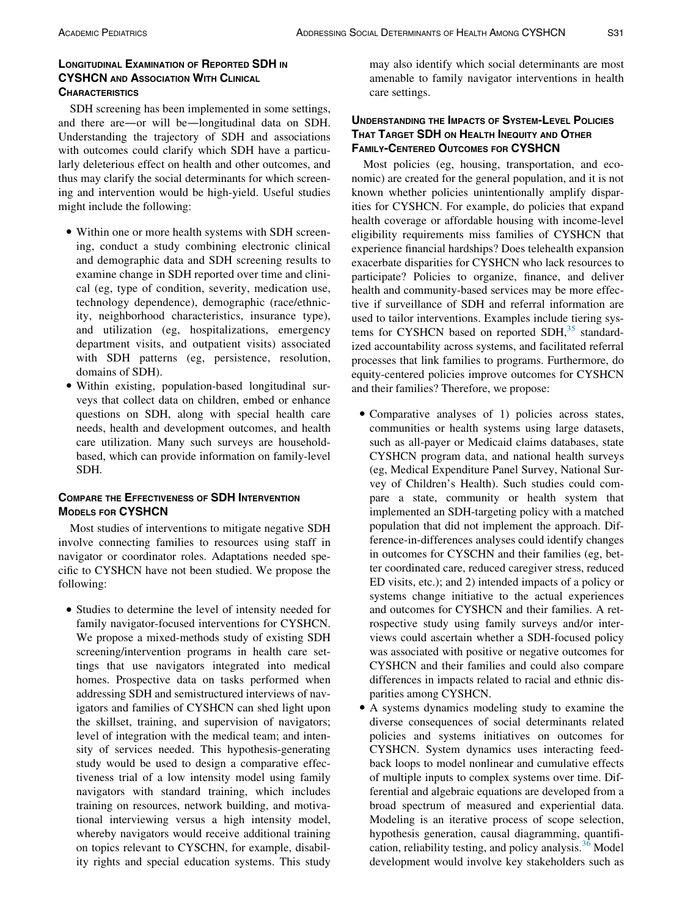## Longitudinal Examination of Reported SDH in CYSHCN and Association With Clinical Characteristics

SDH screening has been implemented in some settings, and there are—or will be—longitudinal data on SDH. Understanding the trajectory of SDH and associations with outcomes could clarify which SDH have a particularly deleterious effect on health and other outcomes, and thus may clarify the social determinants for which screening and intervention would be high-yield. Useful studies might include the following:

- Within one or more health systems with SDH screening, conduct a study combining electronic clinical and demographic data and SDH screening results to examine change in SDH reported over time and clinical (eg, type of condition, severity, medication use, technology dependence), demographic (race/ethnicity, neighborhood characteristics, insurance type), and utilization (eg, hospitalizations, emergency department visits, and outpatient visits) associated with SDH patterns (eg, persistence, resolution, domains of SDH).
- Within existing, population-based longitudinal surveys that collect data on children, embed or enhance questions on SDH, along with special health care needs, health and development outcomes, and health care utilization. Many such surveys are household-based, which can provide information on family-level SDH.

## Compare the Effectiveness of SDH Intervention Models for CYSHCN

Most studies of interventions to mitigate negative SDH involve connecting families to resources using staff in navigator or coordinator roles. Adaptations needed specific to CYSHCN have not been studied. We propose the following:

- Studies to determine the level of intensity needed for family navigator-focused interventions for CYSHCN. We propose a mixed-methods study of existing SDH screening/intervention programs in health care settings that use navigators integrated into medical homes. Prospective data on tasks performed when addressing SDH and semistructured interviews of navigators and families of CYSHCN can shed light upon the skillset, training, and supervision of navigators; level of integration with the medical team; and intensity of services needed. This hypothesis-generating study would be used to design a comparative effectiveness trial of a low intensity model using family navigators with standard training, which includes training on resources, network building, and motivational interviewing versus a high intensity model, whereby navigators would receive additional training on topics relevant to CYSCHN, for example, disability rights and special education systems. This study may also identify which social determinants are most amenable to family navigator interventions in health care settings.

## Understanding the Impacts of System-Level Policies That Target SDH on Health Inequity and Other Family-Centered Outcomes for CYSHCN

Most policies (eg, housing, transportation, and economic) are created for the general population, and it is not known whether policies unintentionally amplify disparities for CYSHCN. For example, do policies that expand health coverage or affordable housing with income-level eligibility requirements miss families of CYSHCN that experience financial hardships? Does telehealth expansion exacerbate disparities for CYSHCN who lack resources to participate? Policies to organize, finance, and deliver health and community-based services may be more effective if surveillance of SDH and referral information are used to tailor interventions. Examples include tiering systems for CYSHCN based on reported SDH,[35] standardized accountability across systems, and facilitated referral processes that link families to programs. Furthermore, do equity-centered policies improve outcomes for CYSHCN and their families? Therefore, we propose:

- Comparative analyses of 1) policies across states, communities or health systems using large datasets, such as all-payer or Medicaid claims databases, state CYSHCN program data, and national health surveys (eg, Medical Expenditure Panel Survey, National Survey of Children's Health). Such studies could compare a state, community or health system that implemented an SDH-targeting policy with a matched population that did not implement the approach. Difference-in-differences analyses could identify changes in outcomes for CYSCHN and their families (eg, better coordinated care, reduced caregiver stress, reduced ED visits, etc.); and 2) intended impacts of a policy or systems change initiative to the actual experiences and outcomes for CYSHCN and their families. A retrospective study using family surveys and/or interviews could ascertain whether a SDH-focused policy was associated with positive or negative outcomes for CYSHCN and their families and could also compare differences in impacts related to racial and ethnic disparities among CYSHCN.
- A systems dynamics modeling study to examine the diverse consequences of social determinants related policies and systems initiatives on outcomes for CYSHCN. System dynamics uses interacting feedback loops to model nonlinear and cumulative effects of multiple inputs to complex systems over time. Differential and algebraic equations are developed from a broad spectrum of measured and experiential data. Modeling is an iterative process of scope selection, hypothesis generation, causal diagramming, quantification, reliability testing, and policy analysis.[36] Model development would involve key stakeholders such as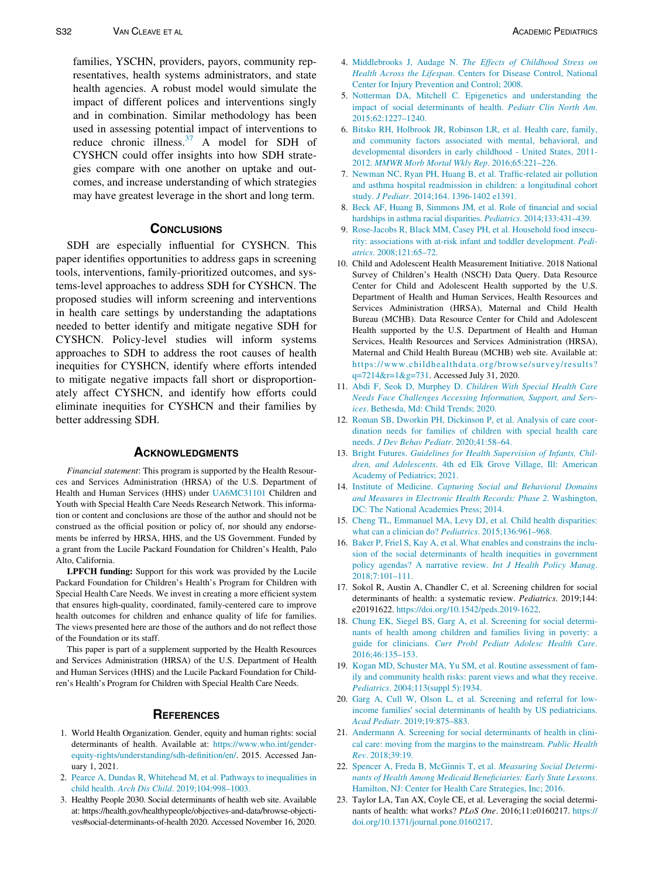families, YSCHN, providers, payors, community representatives, health systems administrators, and state health agencies. A robust model would simulate the impact of different polices and interventions singly and in combination. Similar methodology has been used in assessing potential impact of interventions to reduce chronic illness.[37] A model for SDH of CYSHCN could offer insights into how SDH strategies compare with one another on uptake and outcomes, and increase understanding of which strategies may have greatest leverage in the short and long term.

## Conclusions

SDH are especially influential for CYSHCN. This paper identifies opportunities to address gaps in screening tools, interventions, family-prioritized outcomes, and systems-level approaches to address SDH for CYSHCN. The proposed studies will inform screening and interventions in health care settings by understanding the adaptations needed to better identify and mitigate negative SDH for CYSHCN. Policy-level studies will inform systems approaches to SDH to address the root causes of health inequities for CYSHCN, identify where efforts intended to mitigate negative impacts fall short or disproportionately affect CYSHCN, and identify how efforts could eliminate inequities for CYSHCN and their families by better addressing SDH.

## Acknowledgments

*Financial statement*: This program is supported by the Health Resources and Services Administration (HRSA) of the U.S. Department of Health and Human Services (HHS) under UA6MC31101 Children and Youth with Special Health Care Needs Research Network. This information or content and conclusions are those of the author and should not be construed as the official position or policy of, nor should any endorsements be inferred by HRSA, HHS, and the US Government. Funded by a grant from the Lucile Packard Foundation for Children's Health, Palo Alto, California.

**LPFCH funding:** Support for this work was provided by the Lucile Packard Foundation for Children's Health's Program for Children with Special Health Care Needs. We invest in creating a more efficient system that ensures high-quality, coordinated, family-centered care to improve health outcomes for children and enhance quality of life for families. The views presented here are those of the authors and do not reflect those of the Foundation or its staff.

This paper is part of a supplement supported by the Health Resources and Services Administration (HRSA) of the U.S. Department of Health and Human Services (HHS) and the Lucile Packard Foundation for Children's Health's Program for Children with Special Health Care Needs.

## References

1. World Health Organization. Gender, equity and human rights: social determinants of health. Available at: https://www.who.int/gender-equity-rights/understanding/sdh-definition/en/. 2015. Accessed January 1, 2021.
2. Pearce A, Dundas R, Whitehead M, et al. Pathways to inequalities in child health. *Arch Dis Child*. 2019;104:998–1003.
3. Healthy People 2030. Social determinants of health web site. Available at: https://health.gov/healthypeople/objectives-and-data/browse-objectives#social-determinants-of-health 2020. Accessed November 16, 2020.
4. Middlebrooks J, Audage N. *The Effects of Childhood Stress on Health Across the Lifespan*. Centers for Disease Control, National Center for Injury Prevention and Control; 2008.
5. Notterman DA, Mitchell C. Epigenetics and understanding the impact of social determinants of health. *Pediatr Clin North Am*. 2015;62:1227–1240.
6. Bitsko RH, Holbrook JR, Robinson LR, et al. Health care, family, and community factors associated with mental, behavioral, and developmental disorders in early childhood - United States, 2011-2012. *MMWR Morb Mortal Wkly Rep*. 2016;65:221–226.
7. Newman NC, Ryan PH, Huang B, et al. Traffic-related air pollution and asthma hospital readmission in children: a longitudinal cohort study. *J Pediatr*. 2014;164. 1396-1402 e1391.
8. Beck AF, Huang B, Simmons JM, et al. Role of financial and social hardships in asthma racial disparities. *Pediatrics*. 2014;133:431–439.
9. Rose-Jacobs R, Black MM, Casey PH, et al. Household food insecurity: associations with at-risk infant and toddler development. *Pediatrics*. 2008;121:65–72.
10. Child and Adolescent Health Measurement Initiative. 2018 National Survey of Children's Health (NSCH) Data Query. Data Resource Center for Child and Adolescent Health supported by the U.S. Department of Health and Human Services, Health Resources and Services Administration (HRSA), Maternal and Child Health Bureau (MCHB). Data Resource Center for Child and Adolescent Health supported by the U.S. Department of Health and Human Services, Health Resources and Services Administration (HRSA), Maternal and Child Health Bureau (MCHB) web site. Available at: https://www.childhealthdata.org/browse/survey/results?q=7214&r=1&g=731. Accessed July 31, 2020.
11. Abdi F, Seok D, Murphey D. *Children With Special Health Care Needs Face Challenges Accessing Information, Support, and Services*. Bethesda, Md: Child Trends; 2020.
12. Roman SB, Dworkin PH, Dickinson P, et al. Analysis of care coordination needs for families of children with special health care needs. *J Dev Behav Pediatr*. 2020;41:58–64.
13. Bright Futures. *Guidelines for Health Supervision of Infants, Children, and Adolescents*. 4th ed Elk Grove Village, Ill: American Academy of Pediatrics; 2021.
14. Institute of Medicine. *Capturing Social and Behavioral Domains and Measures in Electronic Health Records: Phase 2*. Washington, DC: The National Academies Press; 2014.
15. Cheng TL, Emmanuel MA, Levy DJ, et al. Child health disparities: what can a clinician do? *Pediatrics*. 2015;136:961–968.
16. Baker P, Friel S, Kay A, et al. What enables and constrains the inclusion of the social determinants of health inequities in government policy agendas? A narrative review. *Int J Health Policy Manag*. 2018;7:101–111.
17. Sokol R, Austin A, Chandler C, et al. Screening children for social determinants of health: a systematic review. *Pediatrics*. 2019;144: e20191622. https://doi.org/10.1542/peds.2019-1622.
18. Chung EK, Siegel BS, Garg A, et al. Screening for social determinants of health among children and families living in poverty: a guide for clinicians. *Curr Probl Pediatr Adolesc Health Care*. 2016;46:135–153.
19. Kogan MD, Schuster MA, Yu SM, et al. Routine assessment of family and community health risks: parent views and what they receive. *Pediatrics*. 2004;113(suppl 5):1934.
20. Garg A, Cull W, Olson L, et al. Screening and referral for low-income families' social determinants of health by US pediatricians. *Acad Pediatr*. 2019;19:875–883.
21. Andermann A. Screening for social determinants of health in clinical care: moving from the margins to the mainstream. *Public Health Rev*. 2018;39:19.
22. Spencer A, Freda B, McGinnis T, et al. *Measuring Social Determinants of Health Among Medicaid Beneficiaries: Early State Lessons*. Hamilton, NJ: Center for Health Care Strategies, Inc; 2016.
23. Taylor LA, Tan AX, Coyle CE, et al. Leveraging the social determinants of health: what works? *PLoS One*. 2016;11:e0160217. https://doi.org/10.1371/journal.pone.0160217.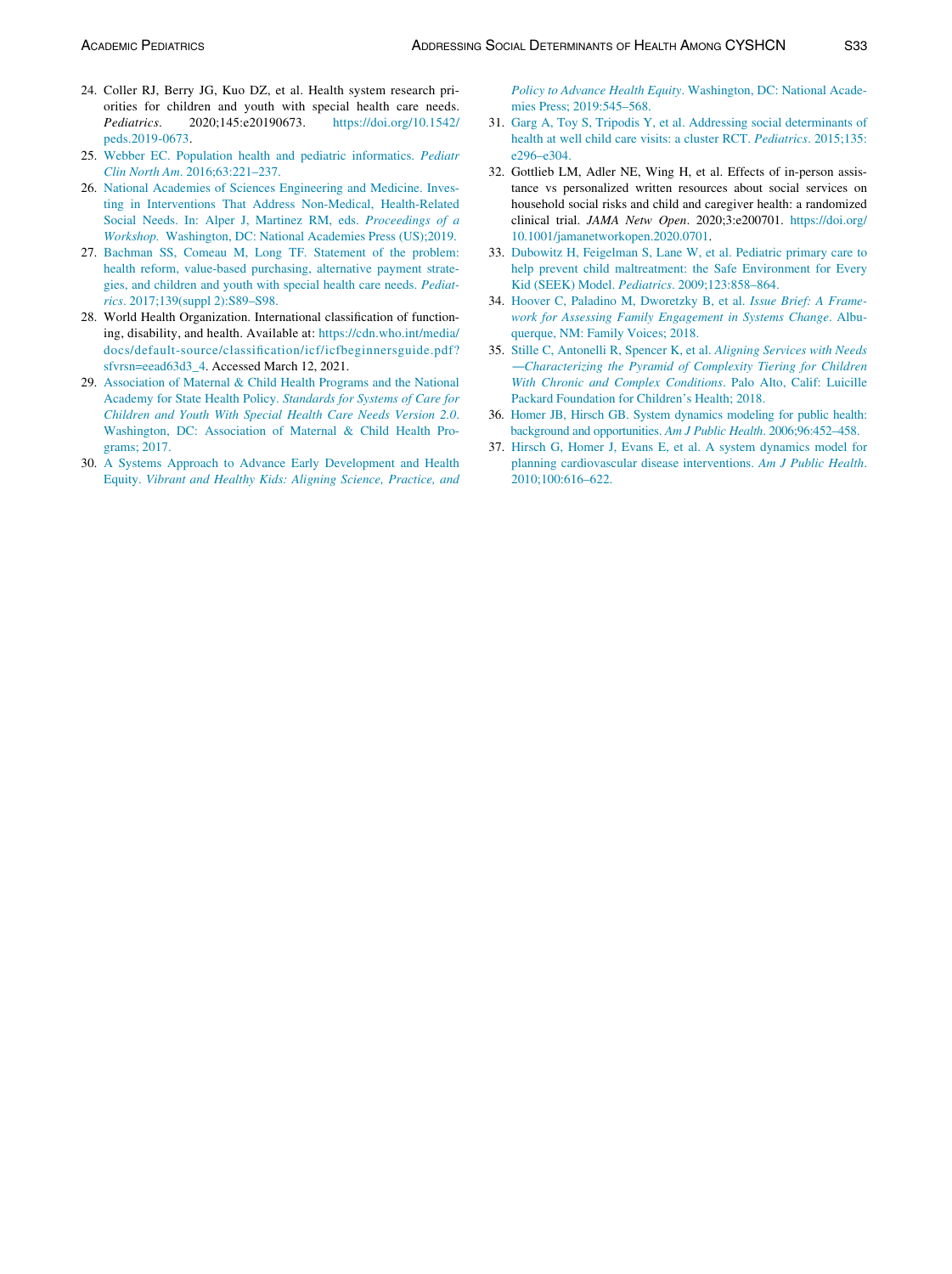24. Coller RJ, Berry JG, Kuo DZ, et al. Health system research priorities for children and youth with special health care needs. *Pediatrics*. 2020;145:e20190673. https://doi.org/10.1542/peds.2019-0673.
25. Webber EC. Population health and pediatric informatics. *Pediatr Clin North Am*. 2016;63:221–237.
26. National Academies of Sciences Engineering and Medicine. Investing in Interventions That Address Non-Medical, Health-Related Social Needs. In: Alper J, Martinez RM, eds. *Proceedings of a Workshop.* Washington, DC: National Academies Press (US);2019.
27. Bachman SS, Comeau M, Long TF. Statement of the problem: health reform, value-based purchasing, alternative payment strategies, and children and youth with special health care needs. *Pediatrics*. 2017;139(suppl 2):S89–S98.
28. World Health Organization. International classification of functioning, disability, and health. Available at: https://cdn.who.int/media/docs/default-source/classification/icf/icfbeginnersguide.pdf?sfvrsn=eead63d3_4. Accessed March 12, 2021.
29. Association of Maternal & Child Health Programs and the National Academy for State Health Policy. *Standards for Systems of Care for Children and Youth With Special Health Care Needs Version 2.0*. Washington, DC: Association of Maternal & Child Health Programs; 2017.
30. A Systems Approach to Advance Early Development and Health Equity. *Vibrant and Healthy Kids: Aligning Science, Practice, and Policy to Advance Health Equity*. Washington, DC: National Academies Press; 2019:545–568.
31. Garg A, Toy S, Tripodis Y, et al. Addressing social determinants of health at well child care visits: a cluster RCT. *Pediatrics*. 2015;135:e296–e304.
32. Gottlieb LM, Adler NE, Wing H, et al. Effects of in-person assistance vs personalized written resources about social services on household social risks and child and caregiver health: a randomized clinical trial. *JAMA Netw Open*. 2020;3:e200701. https://doi.org/10.1001/jamanetworkopen.2020.0701.
33. Dubowitz H, Feigelman S, Lane W, et al. Pediatric primary care to help prevent child maltreatment: the Safe Environment for Every Kid (SEEK) Model. *Pediatrics*. 2009;123:858–864.
34. Hoover C, Paladino M, Dworetzky B, et al. *Issue Brief: A Framework for Assessing Family Engagement in Systems Change*. Albuquerque, NM: Family Voices; 2018.
35. Stille C, Antonelli R, Spencer K, et al. *Aligning Services with Needs—Characterizing the Pyramid of Complexity Tiering for Children With Chronic and Complex Conditions*. Palo Alto, Calif: Luicille Packard Foundation for Children's Health; 2018.
36. Homer JB, Hirsch GB. System dynamics modeling for public health: background and opportunities. *Am J Public Health*. 2006;96:452–458.
37. Hirsch G, Homer J, Evans E, et al. A system dynamics model for planning cardiovascular disease interventions. *Am J Public Health*. 2010;100:616–622.